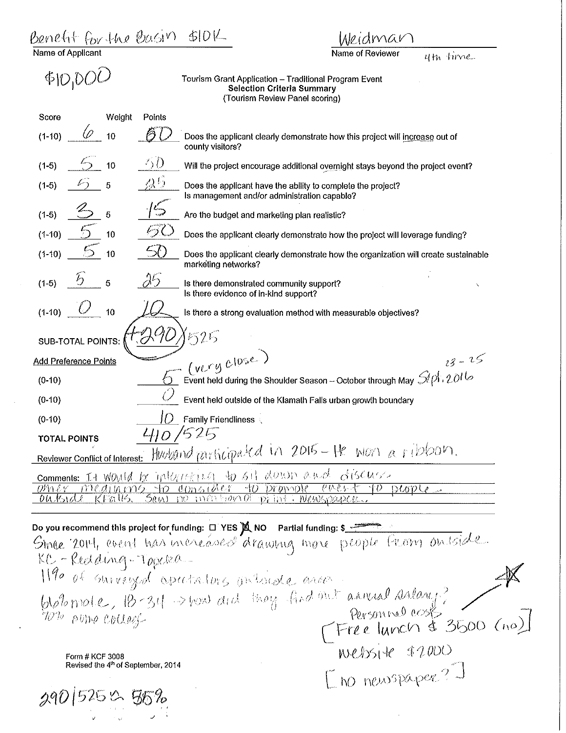Benefit for the Basin $10K
Name of Applicant

Weidman
Name of Reviewer
4th time

$10,000

Tourism Grant Application – Traditional Program Event
**Selection Criteria Summary**
(Tourism Review Panel scoring)

| Score | | Weight | Points | |
|---|---|---|---|---|
| (1-10) | 6 | 10 | 60 | Does the applicant clearly demonstrate how this project will increase out of county visitors? |
| (1-5) | 5 | 10 | 50 | Will the project encourage additional overnight stays beyond the project event? |
| (1-5) | 5 | 5 | 25 | Does the applicant have the ability to complete the project? Is management and/or administration capable? |
| (1-5) | 3 | 5 | 15 | Are the budget and marketing plan realistic? |
| (1-10) | 5 | 10 | 50 | Does the applicant clearly demonstrate how the project will leverage funding? |
| (1-10) | 5 | 10 | 50 | Does the applicant clearly demonstrate how the organization will create sustainable marketing networks? |
| (1-5) | 5 | 5 | 25 | Is there demonstrated community support? Is there evidence of in-kind support? |
| (1-10) | 0 | 10 | 10 | Is there a strong evaluation method with measurable objectives? |

SUB-TOTAL POINTS: 290/525

Add Preference Points

| | | |
|---|---|---|
| (0-10) | 5 | Event held during the Shoulder Season – October through May (very close) Sept. 23 - 25 2016 |
| (0-10) | 0 | Event held outside of the Klamath Falls urban growth boundary |
| (0-10) | 10 | Family Friendliness |

TOTAL POINTS 410/525

Reviewer Conflict of Interest: Husband participated in 2015 – He won a ribbon.

Comments: It would be interesting to sit down and discuss other mediums to consider to promote event to people outside KFalls. Saw no mention of print. Newspaper.

Do you recommend this project for funding: ☐ YES ☒ NO Partial funding: $ ———

Since 2014, event has increased drawing more people from outside
KC – Redding – Topeka
11% of surveyed spectators outside area
66% male, 18-34 → how did they find out annual salary?
70% some college

Personnel costs
[Free lunch $ 3500 (no)]
Website $2000
[no newspaper?]

Form # KCF 3008
Revised the 4th of September, 2014

290/525 ≈ 55%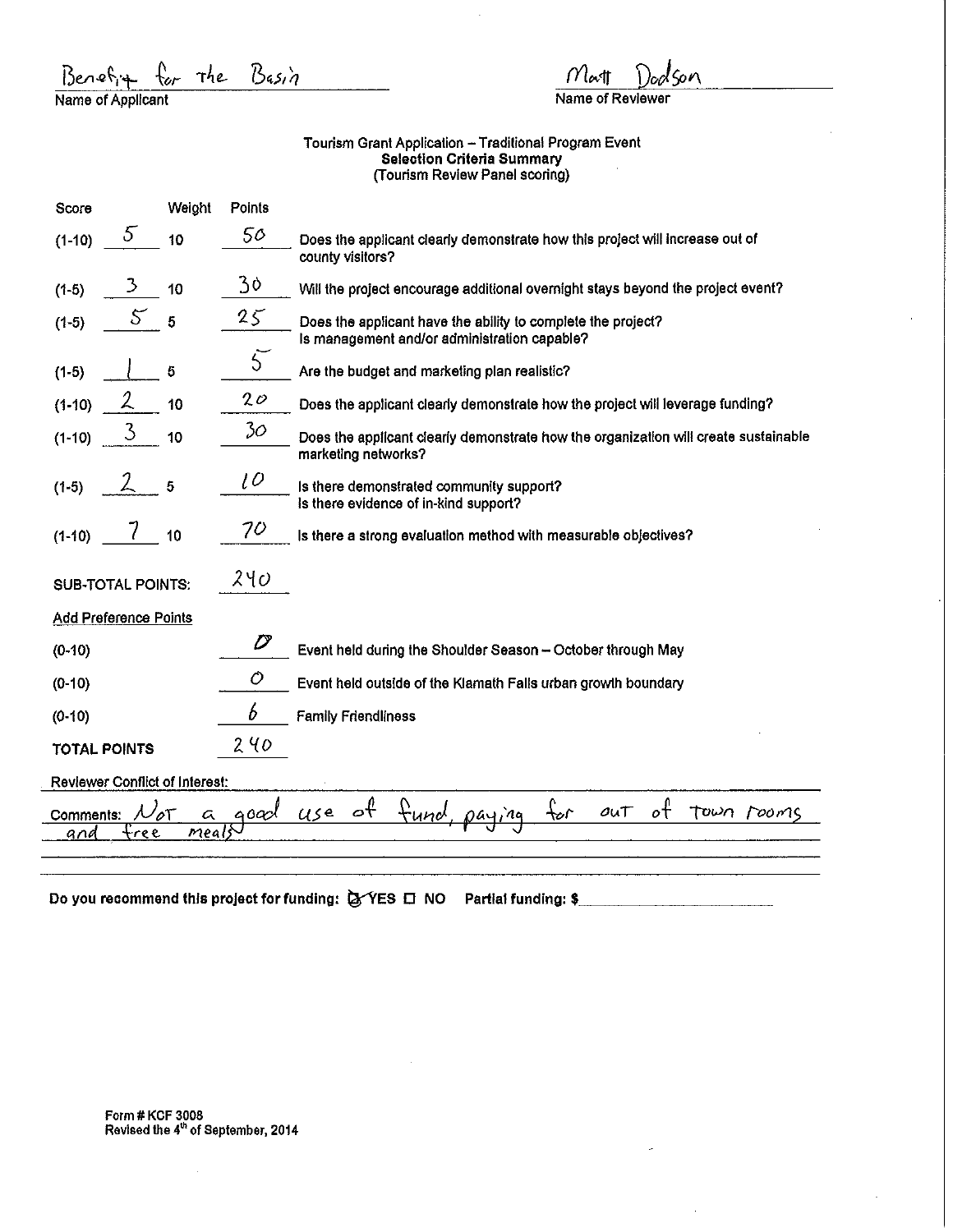Benefit for the Basin
Name of Applicant

Matt Dodson
Name of Reviewer

**Tourism Grant Application – Traditional Program Event**
**Selection Criteria Summary**
**(Tourism Review Panel scoring)**

| Score | | Weight | Points | |
|---|---|---|---|---|
| (1-10) | 5 | 10 | 50 | Does the applicant clearly demonstrate how this project will increase out of county visitors? |
| (1-5) | 3 | 10 | 30 | Will the project encourage additional overnight stays beyond the project event? |
| (1-5) | 5 | 5 | 25 | Does the applicant have the ability to complete the project? Is management and/or administration capable? |
| (1-5) | 1 | 5 | 5 | Are the budget and marketing plan realistic? |
| (1-10) | 2 | 10 | 20 | Does the applicant clearly demonstrate how the project will leverage funding? |
| (1-10) | 3 | 10 | 30 | Does the applicant clearly demonstrate how the organization will create sustainable marketing networks? |
| (1-5) | 2 | 5 | 10 | Is there demonstrated community support? Is there evidence of in-kind support? |
| (1-10) | 7 | 10 | 70 | Is there a strong evaluation method with measurable objectives? |

SUB-TOTAL POINTS: 240

**Add Preference Points**

| | Points | |
|---|---|---|
| (0-10) | 0 | Event held during the Shoulder Season – October through May |
| (0-10) | 0 | Event held outside of the Klamath Falls urban growth boundary |
| (0-10) | 6 | Family Friendliness |

**TOTAL POINTS** 240

Reviewer Conflict of Interest:

Comments: Not a good use of fund, paying for out of town rooms and free meals

Do you recommend this project for funding: ☒ YES ☐ NO Partial funding: $

Form # KCF 3008
Revised the 4th of September, 2014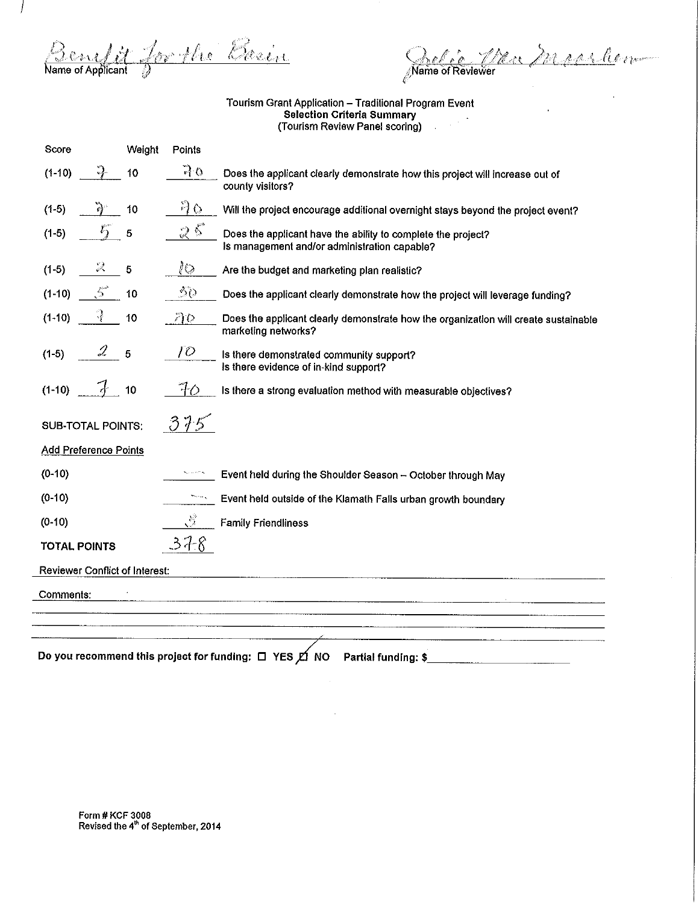Benefit for the Brain
Name of Applicant

Julie Van Meerten
Name of Reviewer

Tourism Grant Application – Traditional Program Event
**Selection Criteria Summary**
(Tourism Review Panel scoring)

| Score | | Weight | Points | |
|---|---|---|---|---|
| (1-10) | 7 | 10 | 70 | Does the applicant clearly demonstrate how this project will increase out of county visitors? |
| (1-5) | 7 | 10 | 70 | Will the project encourage additional overnight stays beyond the project event? |
| (1-5) | 5 | 5 | 25 | Does the applicant have the ability to complete the project? Is management and/or administration capable? |
| (1-5) | 2 | 5 | 10 | Are the budget and marketing plan realistic? |
| (1-10) | 5 | 10 | 50 | Does the applicant clearly demonstrate how the project will leverage funding? |
| (1-10) | 7 | 10 | 70 | Does the applicant clearly demonstrate how the organization will create sustainable marketing networks? |
| (1-5) | 2 | 5 | 10 | Is there demonstrated community support? Is there evidence of in-kind support? |
| (1-10) | 7 | 10 | 70 | Is there a strong evaluation method with measurable objectives? |

SUB-TOTAL POINTS: 375

Add Preference Points

| | | |
|---|---|---|
| (0-10) | – | Event held during the Shoulder Season – October through May |
| (0-10) | – | Event held outside of the Klamath Falls urban growth boundary |
| (0-10) | 3 | Family Friendliness |

**TOTAL POINTS** 378

Reviewer Conflict of Interest: \_\_\_\_\_\_\_\_\_\_\_\_\_\_\_\_\_\_\_\_\_\_\_\_\_\_\_\_\_\_\_\_\_\_\_\_\_\_\_\_\_\_\_\_\_\_\_\_\_\_\_\_\_\_\_\_\_\_\_\_\_

Comments: \_\_\_\_\_\_\_\_\_\_\_\_\_\_\_\_\_\_\_\_\_\_\_\_\_\_\_\_\_\_\_\_\_\_\_\_\_\_\_\_\_\_\_\_\_\_\_\_\_\_\_\_\_\_\_\_\_\_\_\_\_\_\_\_\_\_\_\_\_\_\_\_\_

**Do you recommend this project for funding:** ☐ **YES** ☑ **NO** **Partial funding: $**\_\_\_\_\_\_\_\_\_\_\_\_\_\_\_\_\_\_\_\_

**Form # KCF 3008**
**Revised the 4th of September, 2014**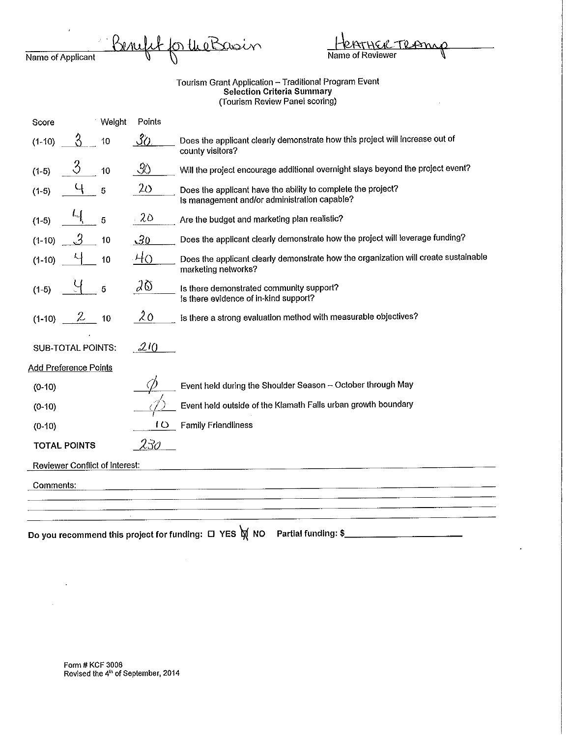Name of Applicant: Benefit for the Basin

Name of Reviewer: HEATHER TRAMP

Tourism Grant Application – Traditional Program Event
**Selection Criteria Summary**
(Tourism Review Panel scoring)

| Score | | Weight | Points | |
|---|---|---|---|---|
| (1-10) | 3 | 10 | 30 | Does the applicant clearly demonstrate how this project will increase out of county visitors? |
| (1-5) | 3 | 10 | 30 | Will the project encourage additional overnight stays beyond the project event? |
| (1-5) | 4 | 5 | 20 | Does the applicant have the ability to complete the project? Is management and/or administration capable? |
| (1-5) | 4 | 5 | 20 | Are the budget and marketing plan realistic? |
| (1-10) | 3 | 10 | 30 | Does the applicant clearly demonstrate how the project will leverage funding? |
| (1-10) | 4 | 10 | 40 | Does the applicant clearly demonstrate how the organization will create sustainable marketing networks? |
| (1-5) | 4 | 5 | 20 | Is there demonstrated community support? Is there evidence of in-kind support? |
| (1-10) | 2 | 10 | 20 | Is there a strong evaluation method with measurable objectives? |

SUB-TOTAL POINTS: 210

Add Preference Points

| | Points | |
|---|---|---|
| (0-10) | Ø | Event held during the Shoulder Season – October through May |
| (0-10) | Ø | Event held outside of the Klamath Falls urban growth boundary |
| (0-10) | 10 | Family Friendliness |

**TOTAL POINTS** 230

Reviewer Conflict of Interest:

Comments:

**Do you recommend this project for funding:** ☐ **YES** ☒ **NO** **Partial funding: $**

Form # KCF 3008
Revised the 4th of September, 2014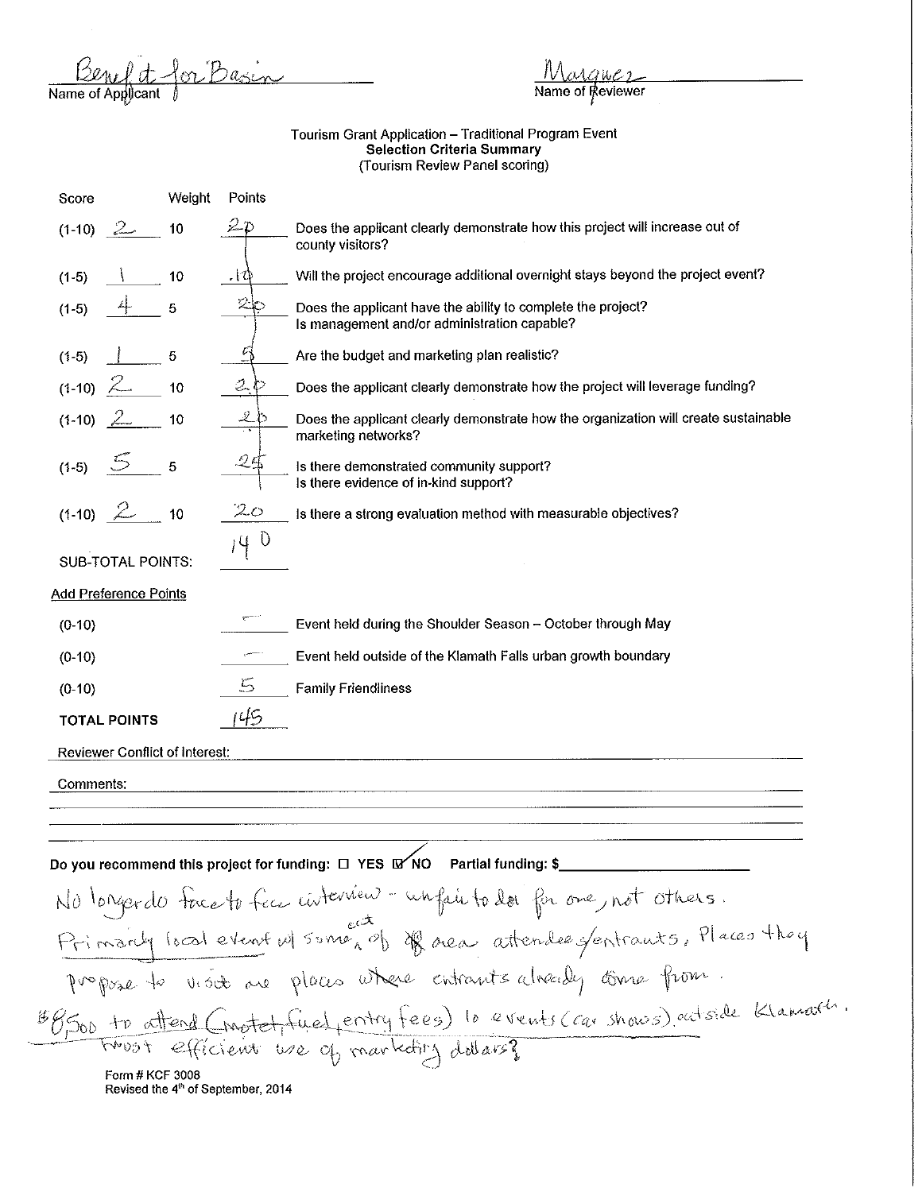Name of Applicant: Benefit for Basin

Name of Reviewer: Marquez

Tourism Grant Application – Traditional Program Event
**Selection Criteria Summary**
(Tourism Review Panel scoring)

| Score | | Weight | Points | |
|---|---|---|---|---|
| (1-10) | 2 | 10 | 20 | Does the applicant clearly demonstrate how this project will increase out of county visitors? |
| (1-5) | 1 | 10 | 10 | Will the project encourage additional overnight stays beyond the project event? |
| (1-5) | 4 | 5 | 20 | Does the applicant have the ability to complete the project? Is management and/or administration capable? |
| (1-5) | 1 | 5 | 5 | Are the budget and marketing plan realistic? |
| (1-10) | 2 | 10 | 20 | Does the applicant clearly demonstrate how the project will leverage funding? |
| (1-10) | 2 | 10 | 20 | Does the applicant clearly demonstrate how the organization will create sustainable marketing networks? |
| (1-5) | 5 | 5 | 25 | Is there demonstrated community support? Is there evidence of in-kind support? |
| (1-10) | 2 | 10 | 20 | Is there a strong evaluation method with measurable objectives? |
| SUB-TOTAL POINTS: | | | 140 | |

Add Preference Points

| | Points | |
|---|---|---|
| (0-10) | – | Event held during the Shoulder Season – October through May |
| (0-10) | – | Event held outside of the Klamath Falls urban growth boundary |
| (0-10) | 5 | Family Friendliness |
| **TOTAL POINTS** | 145 | |

Reviewer Conflict of Interest:

Comments:

Do you recommend this project for funding: ☐ YES ☑ NO  Partial funding: $

No longer do face to face interview - unfair to do for one, not others.
Primarily local event w/ some out of area attendees/entrants. Places they propose to visit are places where entrants already come from.
$8,500 to attend (motel, fuel, entry fees) 10 events (car shows) outside Klamath.
Most efficient use of marketing dollars?

Form # KCF 3008
Revised the 4th of September, 2014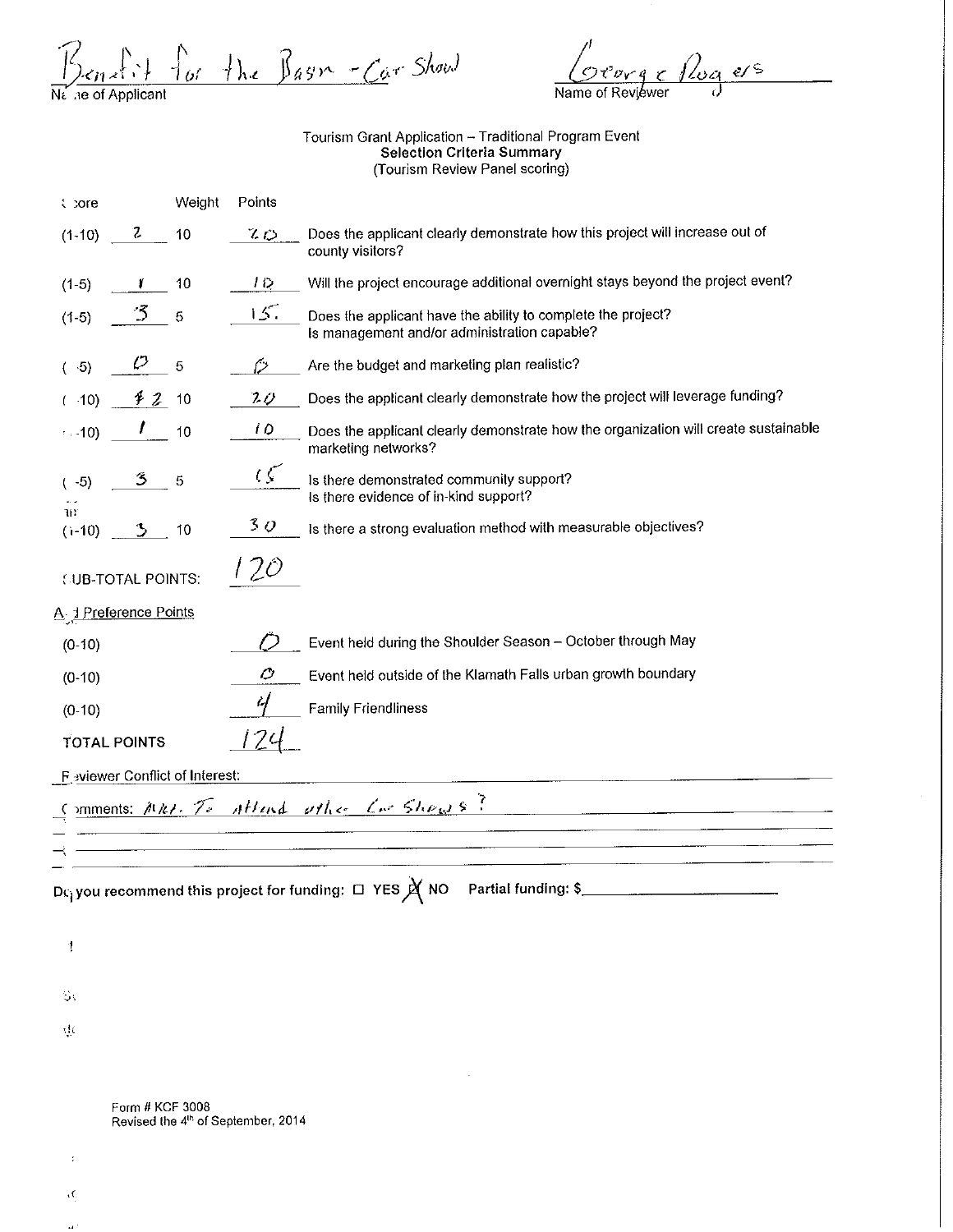Benefit for the Basin - Car Show

Name of Applicant

George Rogers

Name of Reviewer

Tourism Grant Application – Traditional Program Event
**Selection Criteria Summary**
(Tourism Review Panel scoring)

| Score | | Weight | Points | |
|---|---|---|---|---|
| (1-10) | 2 | 10 | 20 | Does the applicant clearly demonstrate how this project will increase out of county visitors? |
| (1-5) | 1 | 10 | 10 | Will the project encourage additional overnight stays beyond the project event? |
| (1-5) | 3 | 5 | 15. | Does the applicant have the ability to complete the project? Is management and/or administration capable? |
| (1-5) | 0 | 5 | 0 | Are the budget and marketing plan realistic? |
| (1-10) | ~~1~~ 2 | 10 | 20 | Does the applicant clearly demonstrate how the project will leverage funding? |
| (1-10) | 1 | 10 | 10 | Does the applicant clearly demonstrate how the organization will create sustainable marketing networks? |
| (1-5) | 3 | 5 | 15 | Is there demonstrated community support? Is there evidence of in-kind support? |
| (1-10) | 3 | 10 | 30 | Is there a strong evaluation method with measurable objectives? |

SUB-TOTAL POINTS: 120

Add Preference Points

| | | |
|---|---|---|
| (0-10) | 0 | Event held during the Shoulder Season – October through May |
| (0-10) | 0 | Event held outside of the Klamath Falls urban growth boundary |
| (0-10) | 4 | Family Friendliness |

**TOTAL POINTS** 124

Reviewer Conflict of Interest:

Comments: Mkt. To attend other Car Shows?

**Do you recommend this project for funding:** ☐ **YES** ☒ **NO** **Partial funding: $**\_\_\_\_\_\_\_\_\_\_

Form # KCF 3008
Revised the 4th of September, 2014